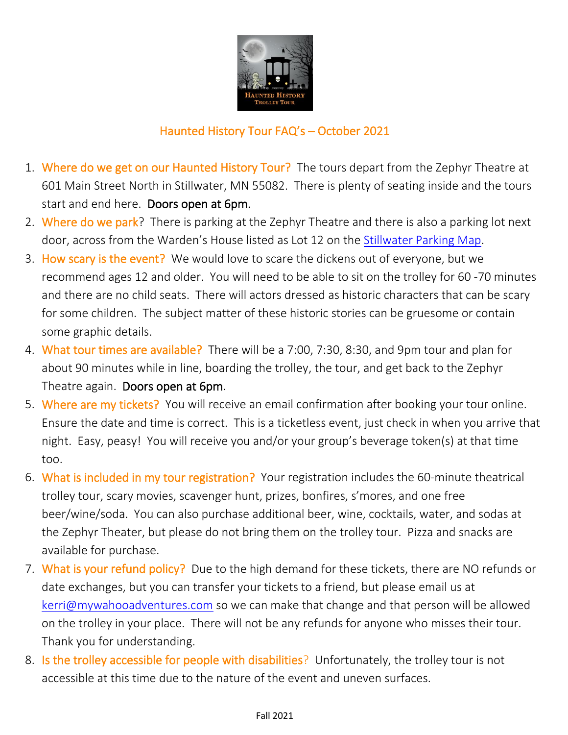# Haunted History Tour FAQ's – October 2021

1. **Where do we get on our Haunted History Tour?** The tours depart from the Zephyr Theatre at 601 Main Street North in Stillwater, MN 55082. There is plenty of seating inside and the tours start and end here. **Doors open at 6pm.**
2. **Where do we park?** There is parking at the Zephyr Theatre and there is also a parking lot next door, across from the Warden's House listed as Lot 12 on the Stillwater Parking Map.
3. **How scary is the event?** We would love to scare the dickens out of everyone, but we recommend ages 12 and older. You will need to be able to sit on the trolley for 60 -70 minutes and there are no child seats. There will actors dressed as historic characters that can be scary for some children. The subject matter of these historic stories can be gruesome or contain some graphic details.
4. **What tour times are available?** There will be a 7:00, 7:30, 8:30, and 9pm tour and plan for about 90 minutes while in line, boarding the trolley, the tour, and get back to the Zephyr Theatre again. **Doors open at 6pm.**
5. **Where are my tickets?** You will receive an email confirmation after booking your tour online. Ensure the date and time is correct. This is a ticketless event, just check in when you arrive that night. Easy, peasy! You will receive you and/or your group's beverage token(s) at that time too.
6. **What is included in my tour registration?** Your registration includes the 60-minute theatrical trolley tour, scary movies, scavenger hunt, prizes, bonfires, s'mores, and one free beer/wine/soda. You can also purchase additional beer, wine, cocktails, water, and sodas at the Zephyr Theater, but please do not bring them on the trolley tour. Pizza and snacks are available for purchase.
7. **What is your refund policy?** Due to the high demand for these tickets, there are NO refunds or date exchanges, but you can transfer your tickets to a friend, but please email us at kerri@mywahooadventures.com so we can make that change and that person will be allowed on the trolley in your place. There will not be any refunds for anyone who misses their tour. Thank you for understanding.
8. **Is the trolley accessible for people with disabilities?** Unfortunately, the trolley tour is not accessible at this time due to the nature of the event and uneven surfaces.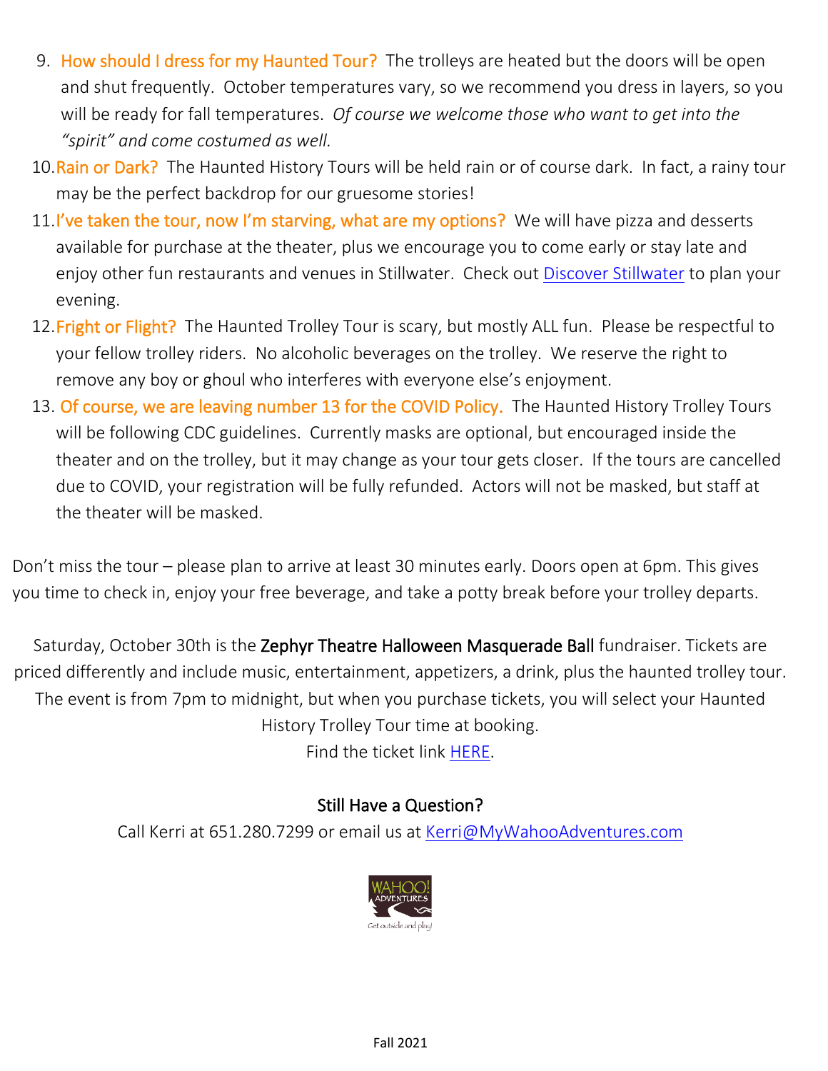9. How should I dress for my Haunted Tour? The trolleys are heated but the doors will be open and shut frequently. October temperatures vary, so we recommend you dress in layers, so you will be ready for fall temperatures. *Of course we welcome those who want to get into the "spirit" and come costumed as well.*
10. Rain or Dark? The Haunted History Tours will be held rain or of course dark. In fact, a rainy tour may be the perfect backdrop for our gruesome stories!
11. I've taken the tour, now I'm starving, what are my options? We will have pizza and desserts available for purchase at the theater, plus we encourage you to come early or stay late and enjoy other fun restaurants and venues in Stillwater. Check out [Discover Stillwater]() to plan your evening.
12. Fright or Flight? The Haunted Trolley Tour is scary, but mostly ALL fun. Please be respectful to your fellow trolley riders. No alcoholic beverages on the trolley. We reserve the right to remove any boy or ghoul who interferes with everyone else's enjoyment.
13. Of course, we are leaving number 13 for the COVID Policy. The Haunted History Trolley Tours will be following CDC guidelines. Currently masks are optional, but encouraged inside the theater and on the trolley, but it may change as your tour gets closer. If the tours are cancelled due to COVID, your registration will be fully refunded. Actors will not be masked, but staff at the theater will be masked.

Don't miss the tour – please plan to arrive at least 30 minutes early. Doors open at 6pm. This gives you time to check in, enjoy your free beverage, and take a potty break before your trolley departs.

Saturday, October 30th is the **Zephyr Theatre Halloween Masquerade Ball** fundraiser. Tickets are priced differently and include music, entertainment, appetizers, a drink, plus the haunted trolley tour. The event is from 7pm to midnight, but when you purchase tickets, you will select your Haunted History Trolley Tour time at booking.

Find the ticket link [HERE]().

**Still Have a Question?**

Call Kerri at 651.280.7299 or email us at Kerri@MyWahooAdventures.com

WAHOO! ADVENTURES

Get outside and play!

Fall 2021